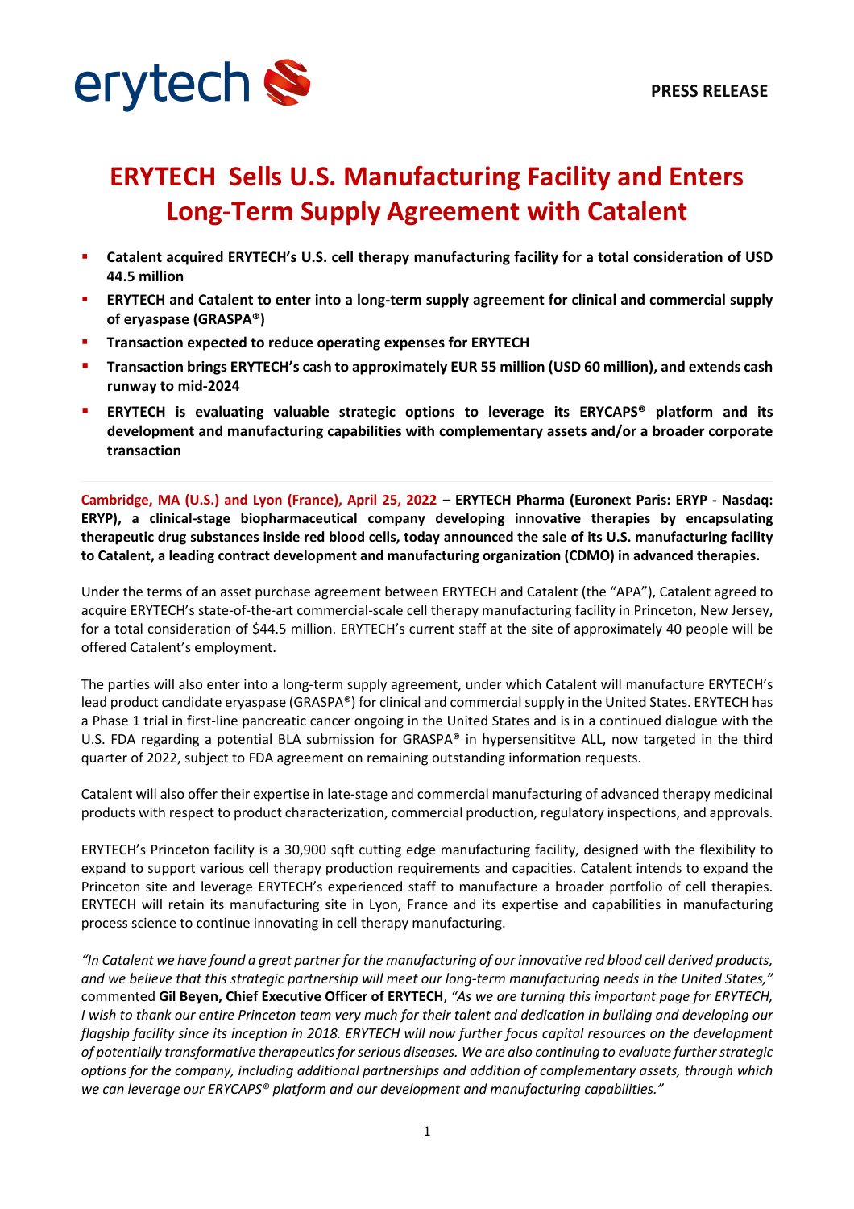PRESS RELEASE

# ERYTECH  Sells U.S. Manufacturing Facility and Enters Long-Term Supply Agreement with Catalent

- **Catalent acquired ERYTECH's U.S. cell therapy manufacturing facility for a total consideration of USD 44.5 million**
- **ERYTECH and Catalent to enter into a long-term supply agreement for clinical and commercial supply of eryaspase (GRASPA®)**
- **Transaction expected to reduce operating expenses for ERYTECH**
- **Transaction brings ERYTECH's cash to approximately EUR 55 million (USD 60 million), and extends cash runway to mid-2024**
- **ERYTECH is evaluating valuable strategic options to leverage its ERYCAPS® platform and its development and manufacturing capabilities with complementary assets and/or a broader corporate transaction**

**Cambridge, MA (U.S.) and Lyon (France), April 25, 2022 – ERYTECH Pharma (Euronext Paris: ERYP - Nasdaq: ERYP), a clinical-stage biopharmaceutical company developing innovative therapies by encapsulating therapeutic drug substances inside red blood cells, today announced the sale of its U.S. manufacturing facility to Catalent, a leading contract development and manufacturing organization (CDMO) in advanced therapies.**

Under the terms of an asset purchase agreement between ERYTECH and Catalent (the "APA"), Catalent agreed to acquire ERYTECH's state-of-the-art commercial-scale cell therapy manufacturing facility in Princeton, New Jersey, for a total consideration of $44.5 million. ERYTECH's current staff at the site of approximately 40 people will be offered Catalent's employment.

The parties will also enter into a long-term supply agreement, under which Catalent will manufacture ERYTECH's lead product candidate eryaspase (GRASPA®) for clinical and commercial supply in the United States. ERYTECH has a Phase 1 trial in first-line pancreatic cancer ongoing in the United States and is in a continued dialogue with the U.S. FDA regarding a potential BLA submission for GRASPA® in hypersensititve ALL, now targeted in the third quarter of 2022, subject to FDA agreement on remaining outstanding information requests.

Catalent will also offer their expertise in late-stage and commercial manufacturing of advanced therapy medicinal products with respect to product characterization, commercial production, regulatory inspections, and approvals.

ERYTECH's Princeton facility is a 30,900 sqft cutting edge manufacturing facility, designed with the flexibility to expand to support various cell therapy production requirements and capacities. Catalent intends to expand the Princeton site and leverage ERYTECH's experienced staff to manufacture a broader portfolio of cell therapies. ERYTECH will retain its manufacturing site in Lyon, France and its expertise and capabilities in manufacturing process science to continue innovating in cell therapy manufacturing.

*"In Catalent we have found a great partner for the manufacturing of our innovative red blood cell derived products, and we believe that this strategic partnership will meet our long-term manufacturing needs in the United States,"* commented **Gil Beyen, Chief Executive Officer of ERYTECH**, *"As we are turning this important page for ERYTECH, I wish to thank our entire Princeton team very much for their talent and dedication in building and developing our flagship facility since its inception in 2018. ERYTECH will now further focus capital resources on the development of potentially transformative therapeutics for serious diseases. We are also continuing to evaluate further strategic options for the company, including additional partnerships and addition of complementary assets, through which we can leverage our ERYCAPS® platform and our development and manufacturing capabilities."*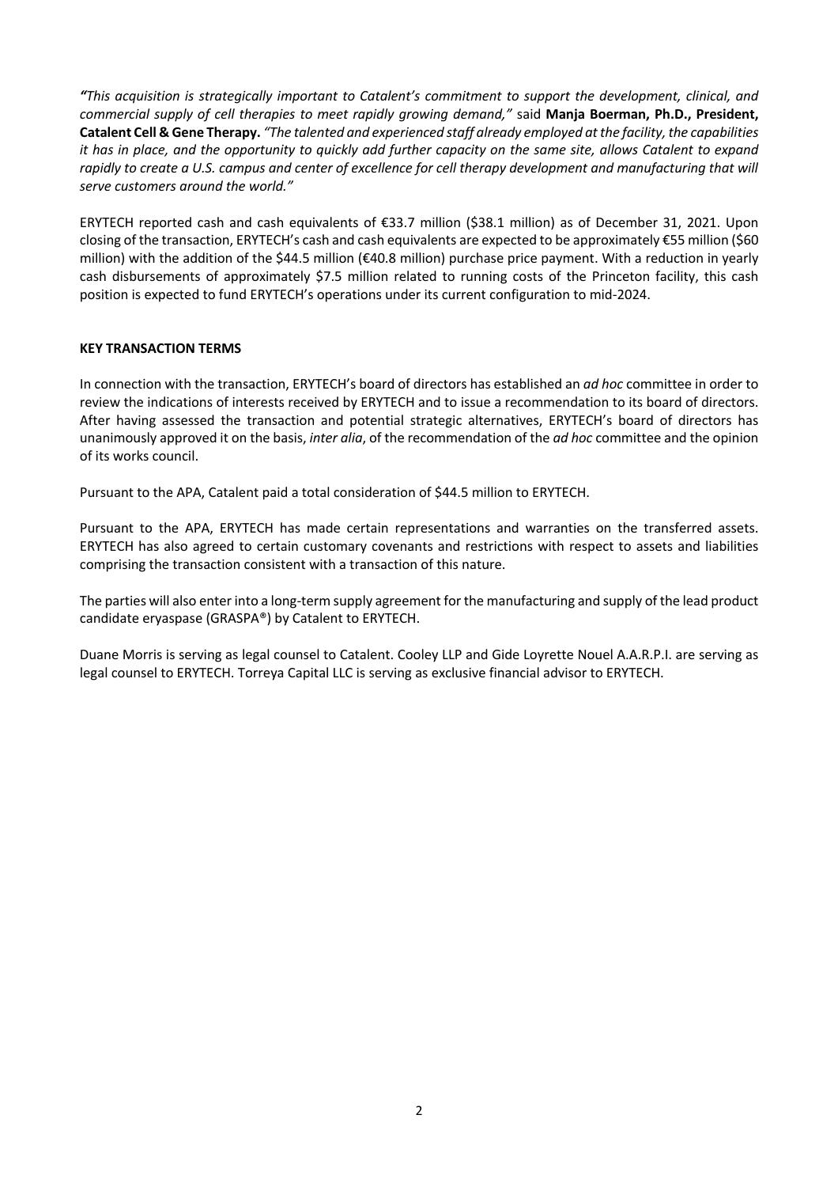*"This acquisition is strategically important to Catalent's commitment to support the development, clinical, and commercial supply of cell therapies to meet rapidly growing demand,"* said **Manja Boerman, Ph.D., President, Catalent Cell & Gene Therapy.** *"The talented and experienced staff already employed at the facility, the capabilities it has in place, and the opportunity to quickly add further capacity on the same site, allows Catalent to expand rapidly to create a U.S. campus and center of excellence for cell therapy development and manufacturing that will serve customers around the world."*

ERYTECH reported cash and cash equivalents of €33.7 million ($38.1 million) as of December 31, 2021. Upon closing of the transaction, ERYTECH's cash and cash equivalents are expected to be approximately €55 million ($60 million) with the addition of the $44.5 million (€40.8 million) purchase price payment. With a reduction in yearly cash disbursements of approximately $7.5 million related to running costs of the Princeton facility, this cash position is expected to fund ERYTECH's operations under its current configuration to mid-2024.

**KEY TRANSACTION TERMS**

In connection with the transaction, ERYTECH's board of directors has established an *ad hoc* committee in order to review the indications of interests received by ERYTECH and to issue a recommendation to its board of directors. After having assessed the transaction and potential strategic alternatives, ERYTECH's board of directors has unanimously approved it on the basis, *inter alia*, of the recommendation of the *ad hoc* committee and the opinion of its works council.

Pursuant to the APA, Catalent paid a total consideration of $44.5 million to ERYTECH.

Pursuant to the APA, ERYTECH has made certain representations and warranties on the transferred assets. ERYTECH has also agreed to certain customary covenants and restrictions with respect to assets and liabilities comprising the transaction consistent with a transaction of this nature.

The parties will also enter into a long-term supply agreement for the manufacturing and supply of the lead product candidate eryaspase (GRASPA®) by Catalent to ERYTECH.

Duane Morris is serving as legal counsel to Catalent. Cooley LLP and Gide Loyrette Nouel A.A.R.P.I. are serving as legal counsel to ERYTECH. Torreya Capital LLC is serving as exclusive financial advisor to ERYTECH.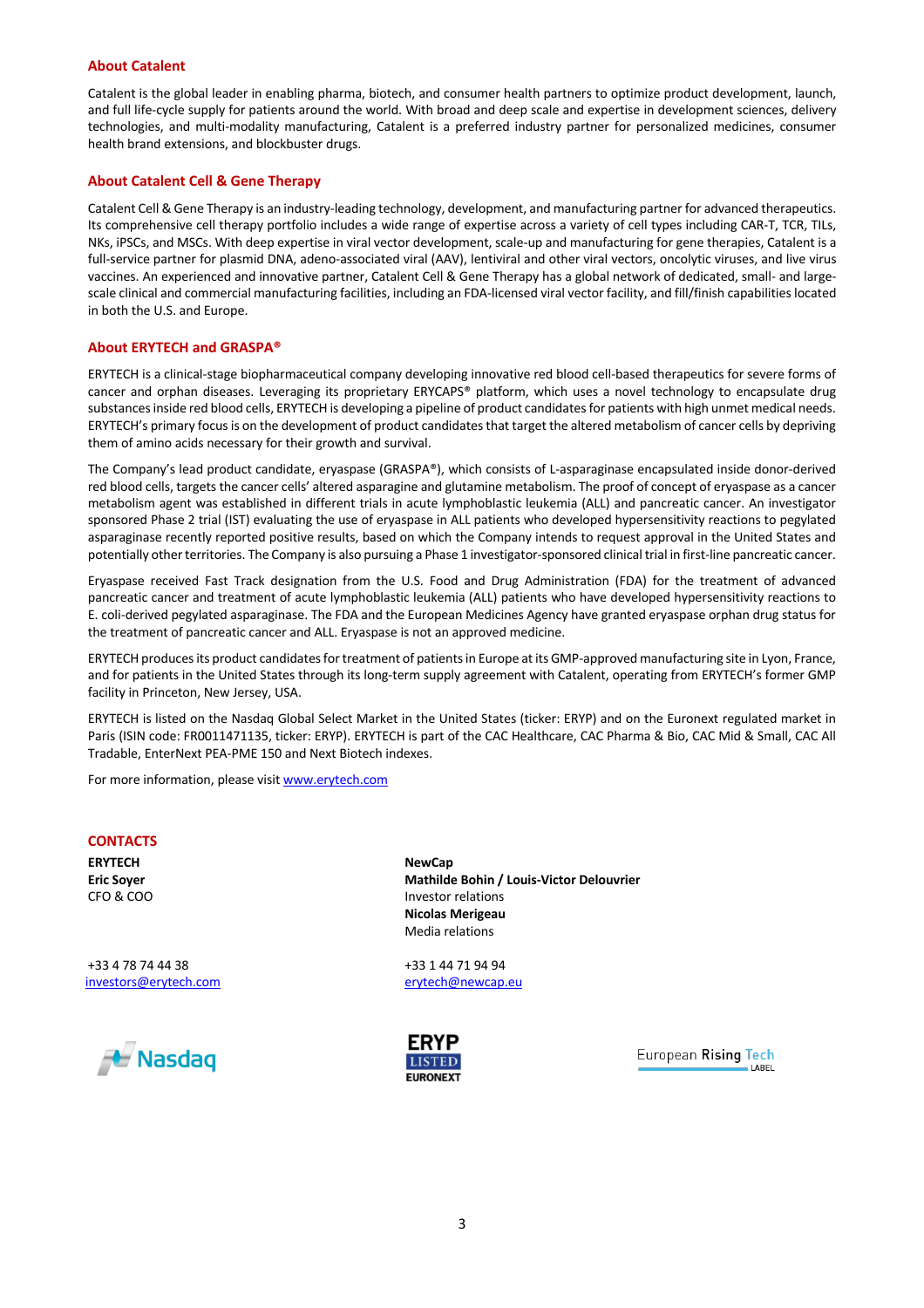## About Catalent

Catalent is the global leader in enabling pharma, biotech, and consumer health partners to optimize product development, launch, and full life-cycle supply for patients around the world. With broad and deep scale and expertise in development sciences, delivery technologies, and multi-modality manufacturing, Catalent is a preferred industry partner for personalized medicines, consumer health brand extensions, and blockbuster drugs.

## About Catalent Cell & Gene Therapy

Catalent Cell & Gene Therapy is an industry-leading technology, development, and manufacturing partner for advanced therapeutics. Its comprehensive cell therapy portfolio includes a wide range of expertise across a variety of cell types including CAR-T, TCR, TILs, NKs, iPSCs, and MSCs. With deep expertise in viral vector development, scale-up and manufacturing for gene therapies, Catalent is a full-service partner for plasmid DNA, adeno-associated viral (AAV), lentiviral and other viral vectors, oncolytic viruses, and live virus vaccines. An experienced and innovative partner, Catalent Cell & Gene Therapy has a global network of dedicated, small- and large-scale clinical and commercial manufacturing facilities, including an FDA-licensed viral vector facility, and fill/finish capabilities located in both the U.S. and Europe.

## About ERYTECH and GRASPA®

ERYTECH is a clinical-stage biopharmaceutical company developing innovative red blood cell-based therapeutics for severe forms of cancer and orphan diseases. Leveraging its proprietary ERYCAPS® platform, which uses a novel technology to encapsulate drug substances inside red blood cells, ERYTECH is developing a pipeline of product candidates for patients with high unmet medical needs. ERYTECH's primary focus is on the development of product candidates that target the altered metabolism of cancer cells by depriving them of amino acids necessary for their growth and survival.

The Company's lead product candidate, eryaspase (GRASPA®), which consists of L-asparaginase encapsulated inside donor-derived red blood cells, targets the cancer cells' altered asparagine and glutamine metabolism. The proof of concept of eryaspase as a cancer metabolism agent was established in different trials in acute lymphoblastic leukemia (ALL) and pancreatic cancer. An investigator sponsored Phase 2 trial (IST) evaluating the use of eryaspase in ALL patients who developed hypersensitivity reactions to pegylated asparaginase recently reported positive results, based on which the Company intends to request approval in the United States and potentially other territories. The Company is also pursuing a Phase 1 investigator-sponsored clinical trial in first-line pancreatic cancer.

Eryaspase received Fast Track designation from the U.S. Food and Drug Administration (FDA) for the treatment of advanced pancreatic cancer and treatment of acute lymphoblastic leukemia (ALL) patients who have developed hypersensitivity reactions to E. coli-derived pegylated asparaginase. The FDA and the European Medicines Agency have granted eryaspase orphan drug status for the treatment of pancreatic cancer and ALL. Eryaspase is not an approved medicine.

ERYTECH produces its product candidates for treatment of patients in Europe at its GMP-approved manufacturing site in Lyon, France, and for patients in the United States through its long-term supply agreement with Catalent, operating from ERYTECH's former GMP facility in Princeton, New Jersey, USA.

ERYTECH is listed on the Nasdaq Global Select Market in the United States (ticker: ERYP) and on the Euronext regulated market in Paris (ISIN code: FR0011471135, ticker: ERYP). ERYTECH is part of the CAC Healthcare, CAC Pharma & Bio, CAC Mid & Small, CAC All Tradable, EnterNext PEA-PME 150 and Next Biotech indexes.

For more information, please visit www.erytech.com

## CONTACTS

**ERYTECH**
**Eric Soyer**
CFO & COO

+33 4 78 74 44 38
investors@erytech.com

**NewCap**
**Mathilde Bohin / Louis-Victor Delouvrier**
Investor relations
**Nicolas Merigeau**
Media relations

+33 1 44 71 94 94
erytech@newcap.eu

Nasdaq | ERYP LISTED EURONEXT | European Rising Tech LABEL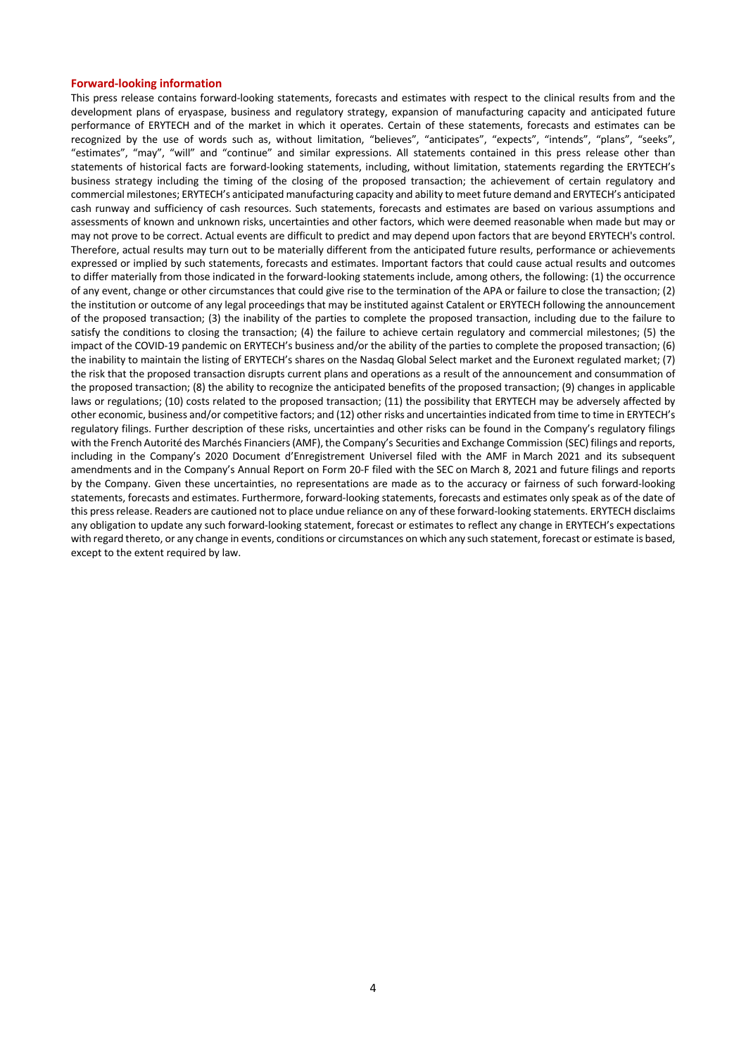## Forward-looking information

This press release contains forward-looking statements, forecasts and estimates with respect to the clinical results from and the development plans of eryaspase, business and regulatory strategy, expansion of manufacturing capacity and anticipated future performance of ERYTECH and of the market in which it operates. Certain of these statements, forecasts and estimates can be recognized by the use of words such as, without limitation, "believes", "anticipates", "expects", "intends", "plans", "seeks", "estimates", "may", "will" and "continue" and similar expressions. All statements contained in this press release other than statements of historical facts are forward-looking statements, including, without limitation, statements regarding the ERYTECH's business strategy including the timing of the closing of the proposed transaction; the achievement of certain regulatory and commercial milestones; ERYTECH's anticipated manufacturing capacity and ability to meet future demand and ERYTECH's anticipated cash runway and sufficiency of cash resources. Such statements, forecasts and estimates are based on various assumptions and assessments of known and unknown risks, uncertainties and other factors, which were deemed reasonable when made but may or may not prove to be correct. Actual events are difficult to predict and may depend upon factors that are beyond ERYTECH's control. Therefore, actual results may turn out to be materially different from the anticipated future results, performance or achievements expressed or implied by such statements, forecasts and estimates. Important factors that could cause actual results and outcomes to differ materially from those indicated in the forward-looking statements include, among others, the following: (1) the occurrence of any event, change or other circumstances that could give rise to the termination of the APA or failure to close the transaction; (2) the institution or outcome of any legal proceedings that may be instituted against Catalent or ERYTECH following the announcement of the proposed transaction; (3) the inability of the parties to complete the proposed transaction, including due to the failure to satisfy the conditions to closing the transaction; (4) the failure to achieve certain regulatory and commercial milestones; (5) the impact of the COVID-19 pandemic on ERYTECH's business and/or the ability of the parties to complete the proposed transaction; (6) the inability to maintain the listing of ERYTECH's shares on the Nasdaq Global Select market and the Euronext regulated market; (7) the risk that the proposed transaction disrupts current plans and operations as a result of the announcement and consummation of the proposed transaction; (8) the ability to recognize the anticipated benefits of the proposed transaction; (9) changes in applicable laws or regulations; (10) costs related to the proposed transaction; (11) the possibility that ERYTECH may be adversely affected by other economic, business and/or competitive factors; and (12) other risks and uncertainties indicated from time to time in ERYTECH's regulatory filings. Further description of these risks, uncertainties and other risks can be found in the Company's regulatory filings with the French Autorité des Marchés Financiers (AMF), the Company's Securities and Exchange Commission (SEC) filings and reports, including in the Company's 2020 Document d'Enregistrement Universel filed with the AMF in March 2021 and its subsequent amendments and in the Company's Annual Report on Form 20-F filed with the SEC on March 8, 2021 and future filings and reports by the Company. Given these uncertainties, no representations are made as to the accuracy or fairness of such forward-looking statements, forecasts and estimates. Furthermore, forward-looking statements, forecasts and estimates only speak as of the date of this press release. Readers are cautioned not to place undue reliance on any of these forward-looking statements. ERYTECH disclaims any obligation to update any such forward-looking statement, forecast or estimates to reflect any change in ERYTECH's expectations with regard thereto, or any change in events, conditions or circumstances on which any such statement, forecast or estimate is based, except to the extent required by law.